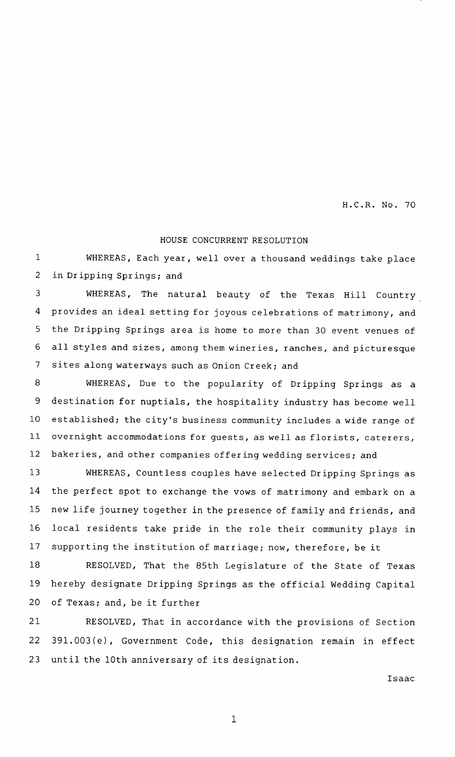H.C.R. No. 70

HOUSE CONCURRENT RESOLUTION

WHEREAS, Each year, well over a thousand weddings take place in Dripping Springs; and

WHEREAS, The natural beauty of the Texas Hill Country provides an ideal setting for joyous celebrations of matrimony, and the Dripping Springs area is home to more than 30 event venues of all styles and sizes, among them wineries, ranches, and picturesque sites along waterways such as Onion Creek; and

WHEREAS, Due to the popularity of Dripping Springs as a destination for nuptials, the hospitality industry has become well established; the city's business community includes a wide range of overnight accommodations for guests, as well as florists, caterers, bakeries, and other companies offering wedding services; and

WHEREAS, Countless couples have selected Dripping Springs as the perfect spot to exchange the vows of matrimony and embark on a new life journey together in the presence of family and friends, and local residents take pride in the role their community plays in supporting the institution of marriage; now, therefore, be it

RESOLVED, That the 85th Legislature of the State of Texas hereby designate Dripping Springs as the official Wedding Capital of Texas; and, be it further

RESOLVED, That in accordance with the provisions of Section 391.003(e), Government Code, this designation remain in effect until the 10th anniversary of its designation.

Isaac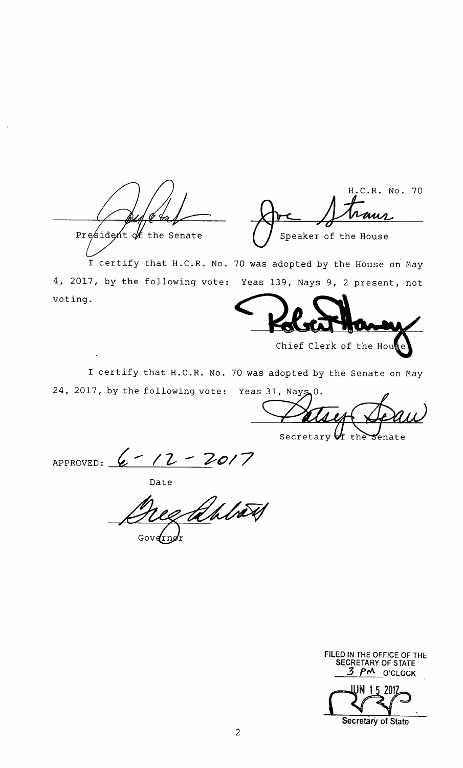H.C.R. No. 70

President of the Senate

Speaker of the House

I certify that H.C.R. No. 70 was adopted by the House on May 4, 2017, by the following vote: Yeas 139, Nays 9, 2 present, not voting.

Chief Clerk of the House

I certify that H.C.R. No. 70 was adopted by the Senate on May 24, 2017, by the following vote: Yeas 31, Nays 0.

Secretary of the Senate

APPROVED: 6 - 12 - 2017

Date

Governor

FILED IN THE OFFICE OF THE SECRETARY OF STATE
3 PM O'CLOCK
JUN 15 2017

Secretary of State